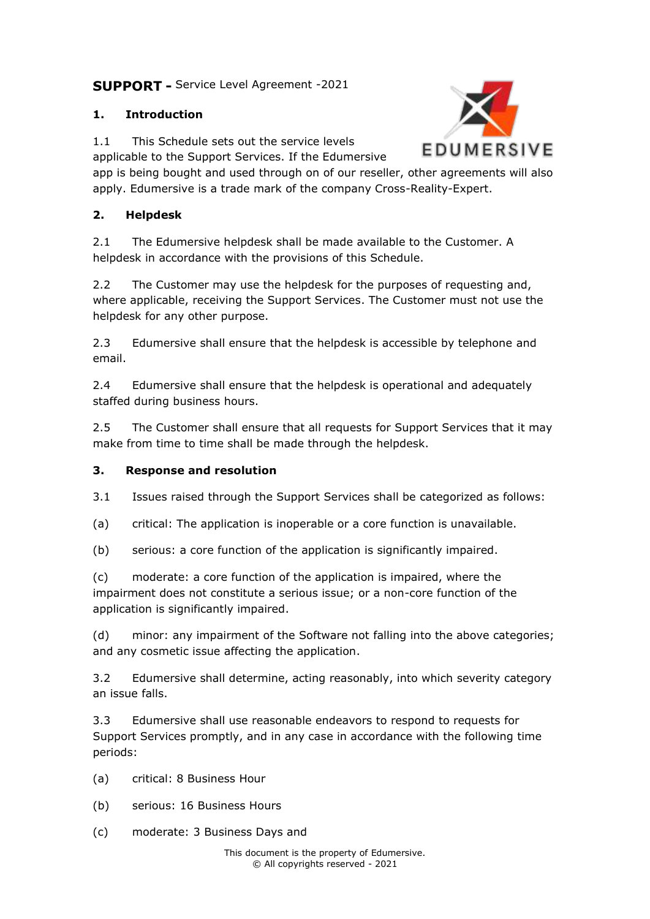**SUPPORT -** Service Level Agreement -2021

## 1. Introduction

1.1 This Schedule sets out the service levels applicable to the Support Services. If the Edumersive app is being bought and used through on of our reseller, other agreements will also apply. Edumersive is a trade mark of the company Cross-Reality-Expert.

## 2. Helpdesk

2.1 The Edumersive helpdesk shall be made available to the Customer. A helpdesk in accordance with the provisions of this Schedule.

2.2 The Customer may use the helpdesk for the purposes of requesting and, where applicable, receiving the Support Services. The Customer must not use the helpdesk for any other purpose.

2.3 Edumersive shall ensure that the helpdesk is accessible by telephone and email.

2.4 Edumersive shall ensure that the helpdesk is operational and adequately staffed during business hours.

2.5 The Customer shall ensure that all requests for Support Services that it may make from time to time shall be made through the helpdesk.

## 3. Response and resolution

3.1 Issues raised through the Support Services shall be categorized as follows:

(a) critical: The application is inoperable or a core function is unavailable.

(b) serious: a core function of the application is significantly impaired.

(c) moderate: a core function of the application is impaired, where the impairment does not constitute a serious issue; or a non-core function of the application is significantly impaired.

(d) minor: any impairment of the Software not falling into the above categories; and any cosmetic issue affecting the application.

3.2 Edumersive shall determine, acting reasonably, into which severity category an issue falls.

3.3 Edumersive shall use reasonable endeavors to respond to requests for Support Services promptly, and in any case in accordance with the following time periods:

(a) critical: 8 Business Hour

(b) serious: 16 Business Hours

(c) moderate: 3 Business Days and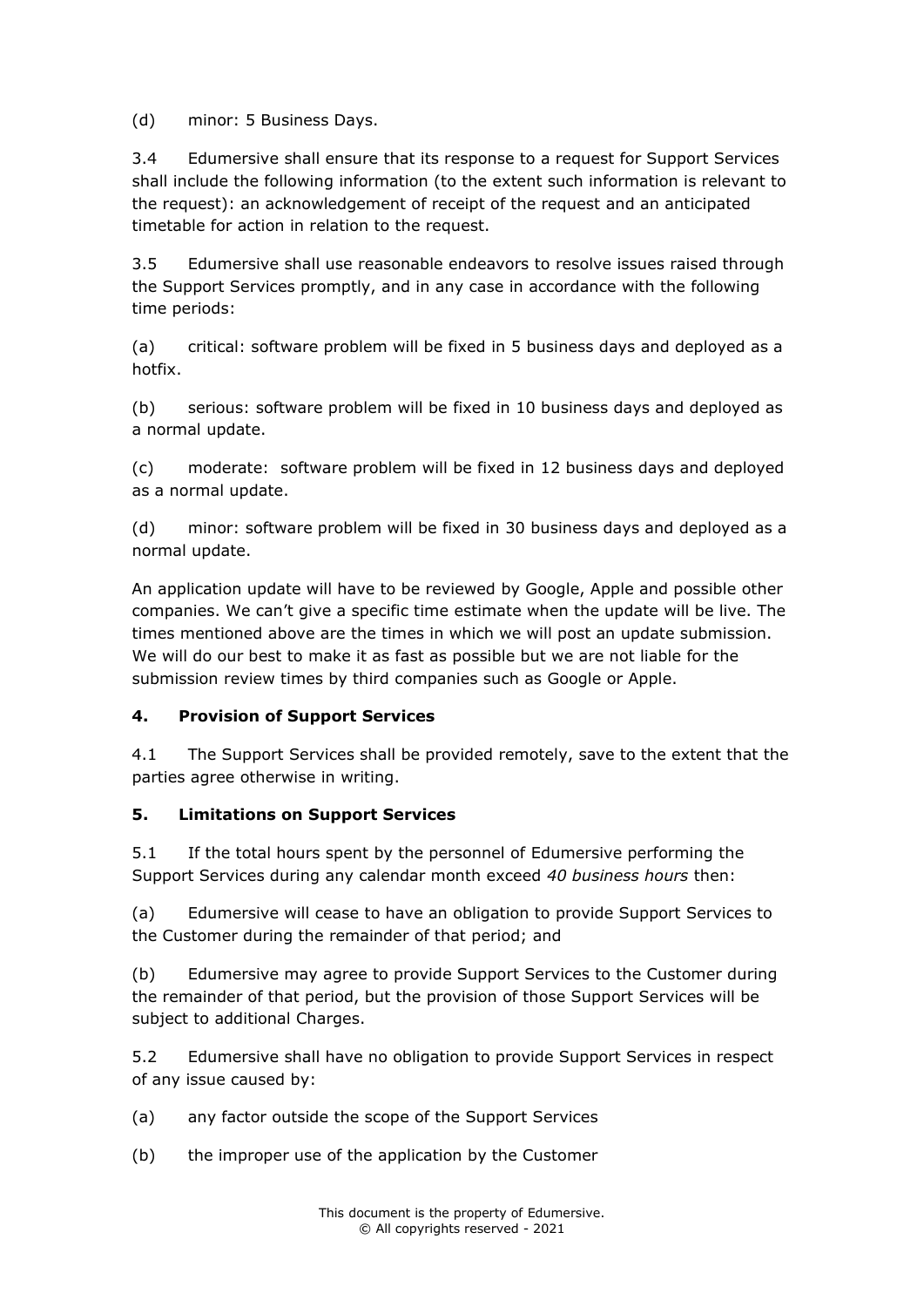(d) minor: 5 Business Days.

3.4 Edumersive shall ensure that its response to a request for Support Services shall include the following information (to the extent such information is relevant to the request): an acknowledgement of receipt of the request and an anticipated timetable for action in relation to the request.

3.5 Edumersive shall use reasonable endeavors to resolve issues raised through the Support Services promptly, and in any case in accordance with the following time periods:

(a) critical: software problem will be fixed in 5 business days and deployed as a hotfix.

(b) serious: software problem will be fixed in 10 business days and deployed as a normal update.

(c) moderate: software problem will be fixed in 12 business days and deployed as a normal update.

(d) minor: software problem will be fixed in 30 business days and deployed as a normal update.

An application update will have to be reviewed by Google, Apple and possible other companies. We can't give a specific time estimate when the update will be live. The times mentioned above are the times in which we will post an update submission. We will do our best to make it as fast as possible but we are not liable for the submission review times by third companies such as Google or Apple.

## 4. Provision of Support Services

4.1 The Support Services shall be provided remotely, save to the extent that the parties agree otherwise in writing.

## 5. Limitations on Support Services

5.1 If the total hours spent by the personnel of Edumersive performing the Support Services during any calendar month exceed *40 business hours* then:

(a) Edumersive will cease to have an obligation to provide Support Services to the Customer during the remainder of that period; and

(b) Edumersive may agree to provide Support Services to the Customer during the remainder of that period, but the provision of those Support Services will be subject to additional Charges.

5.2 Edumersive shall have no obligation to provide Support Services in respect of any issue caused by:

(a) any factor outside the scope of the Support Services

(b) the improper use of the application by the Customer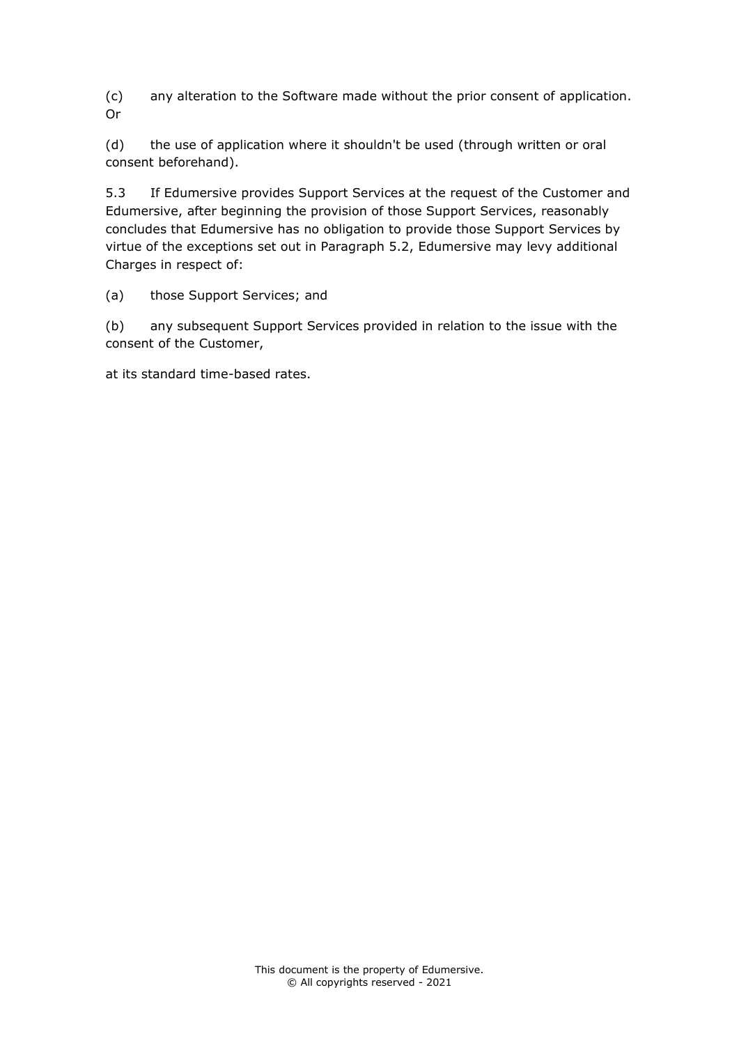(c) any alteration to the Software made without the prior consent of application. Or

(d) the use of application where it shouldn't be used (through written or oral consent beforehand).

5.3 If Edumersive provides Support Services at the request of the Customer and Edumersive, after beginning the provision of those Support Services, reasonably concludes that Edumersive has no obligation to provide those Support Services by virtue of the exceptions set out in Paragraph 5.2, Edumersive may levy additional Charges in respect of:

(a) those Support Services; and

(b) any subsequent Support Services provided in relation to the issue with the consent of the Customer,

at its standard time-based rates.